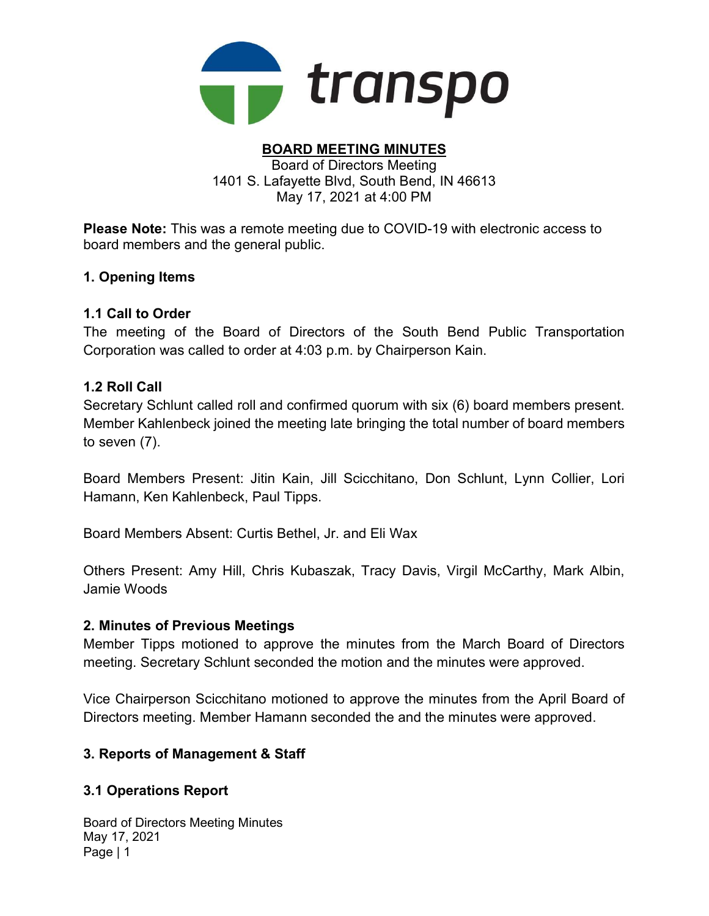transpo

**BOARD MEETING MINUTES**

Board of Directors Meeting
1401 S. Lafayette Blvd, South Bend, IN 46613
May 17, 2021 at 4:00 PM

**Please Note:** This was a remote meeting due to COVID-19 with electronic access to board members and the general public.

## 1. Opening Items

### 1.1 Call to Order

The meeting of the Board of Directors of the South Bend Public Transportation Corporation was called to order at 4:03 p.m. by Chairperson Kain.

### 1.2 Roll Call

Secretary Schlunt called roll and confirmed quorum with six (6) board members present. Member Kahlenbeck joined the meeting late bringing the total number of board members to seven (7).

Board Members Present: Jitin Kain, Jill Scicchitano, Don Schlunt, Lynn Collier, Lori Hamann, Ken Kahlenbeck, Paul Tipps.

Board Members Absent: Curtis Bethel, Jr. and Eli Wax

Others Present: Amy Hill, Chris Kubaszak, Tracy Davis, Virgil McCarthy, Mark Albin, Jamie Woods

## 2. Minutes of Previous Meetings

Member Tipps motioned to approve the minutes from the March Board of Directors meeting. Secretary Schlunt seconded the motion and the minutes were approved.

Vice Chairperson Scicchitano motioned to approve the minutes from the April Board of Directors meeting. Member Hamann seconded the and the minutes were approved.

## 3. Reports of Management & Staff

### 3.1 Operations Report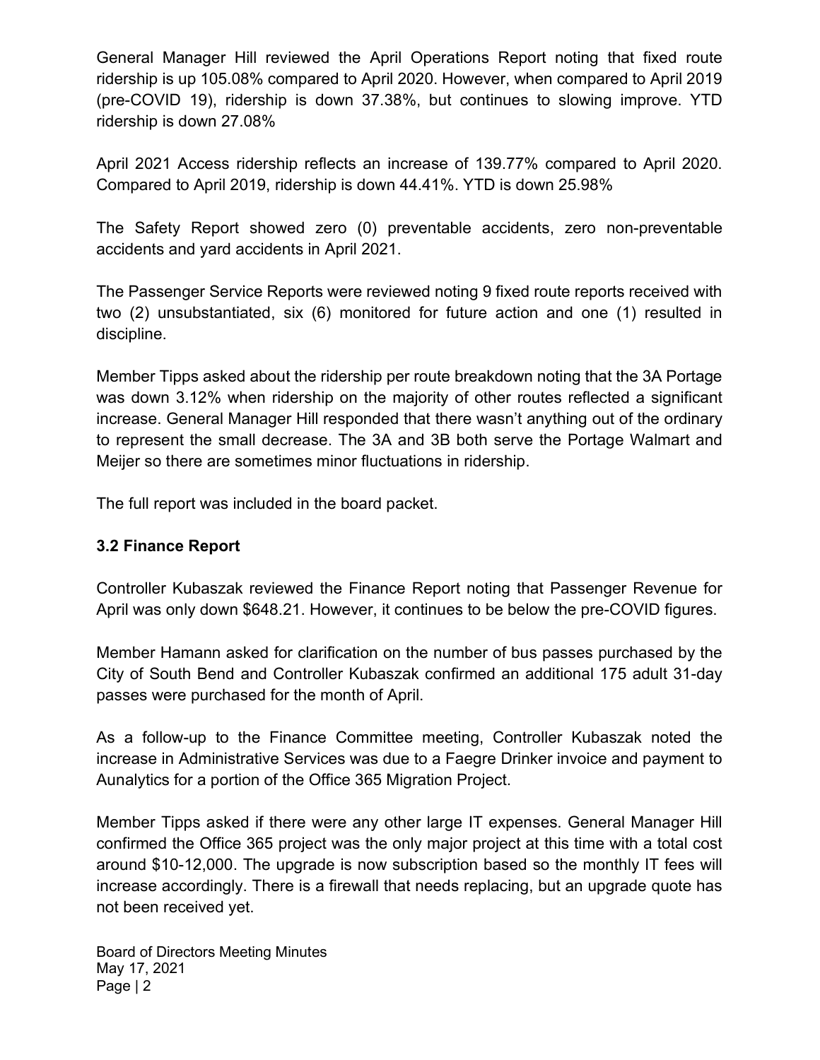General Manager Hill reviewed the April Operations Report noting that fixed route ridership is up 105.08% compared to April 2020. However, when compared to April 2019 (pre-COVID 19), ridership is down 37.38%, but continues to slowing improve. YTD ridership is down 27.08%

April 2021 Access ridership reflects an increase of 139.77% compared to April 2020. Compared to April 2019, ridership is down 44.41%. YTD is down 25.98%

The Safety Report showed zero (0) preventable accidents, zero non-preventable accidents and yard accidents in April 2021.

The Passenger Service Reports were reviewed noting 9 fixed route reports received with two (2) unsubstantiated, six (6) monitored for future action and one (1) resulted in discipline.

Member Tipps asked about the ridership per route breakdown noting that the 3A Portage was down 3.12% when ridership on the majority of other routes reflected a significant increase. General Manager Hill responded that there wasn't anything out of the ordinary to represent the small decrease. The 3A and 3B both serve the Portage Walmart and Meijer so there are sometimes minor fluctuations in ridership.

The full report was included in the board packet.

### 3.2 Finance Report

Controller Kubaszak reviewed the Finance Report noting that Passenger Revenue for April was only down $648.21. However, it continues to be below the pre-COVID figures.

Member Hamann asked for clarification on the number of bus passes purchased by the City of South Bend and Controller Kubaszak confirmed an additional 175 adult 31-day passes were purchased for the month of April.

As a follow-up to the Finance Committee meeting, Controller Kubaszak noted the increase in Administrative Services was due to a Faegre Drinker invoice and payment to Aunalytics for a portion of the Office 365 Migration Project.

Member Tipps asked if there were any other large IT expenses. General Manager Hill confirmed the Office 365 project was the only major project at this time with a total cost around $10-12,000. The upgrade is now subscription based so the monthly IT fees will increase accordingly. There is a firewall that needs replacing, but an upgrade quote has not been received yet.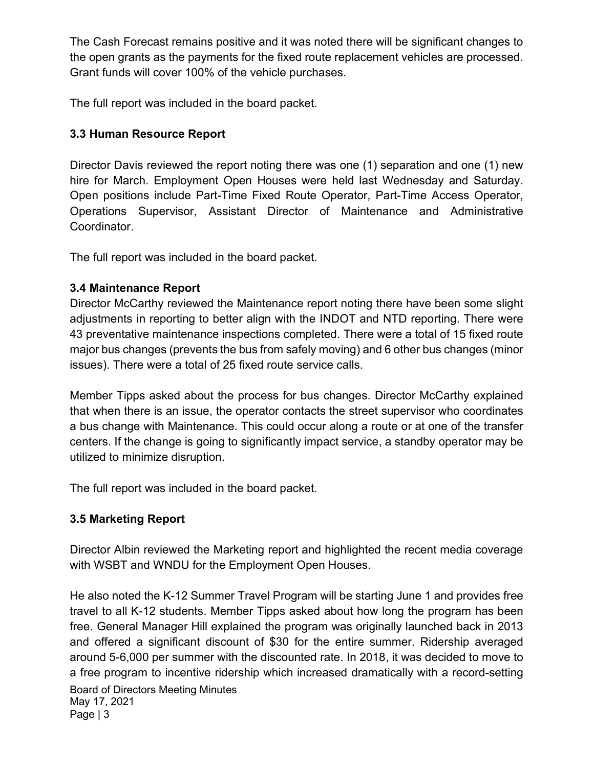The Cash Forecast remains positive and it was noted there will be significant changes to the open grants as the payments for the fixed route replacement vehicles are processed. Grant funds will cover 100% of the vehicle purchases.

The full report was included in the board packet.

### 3.3 Human Resource Report

Director Davis reviewed the report noting there was one (1) separation and one (1) new hire for March. Employment Open Houses were held last Wednesday and Saturday. Open positions include Part-Time Fixed Route Operator, Part-Time Access Operator, Operations Supervisor, Assistant Director of Maintenance and Administrative Coordinator.

The full report was included in the board packet.

### 3.4 Maintenance Report

Director McCarthy reviewed the Maintenance report noting there have been some slight adjustments in reporting to better align with the INDOT and NTD reporting. There were 43 preventative maintenance inspections completed. There were a total of 15 fixed route major bus changes (prevents the bus from safely moving) and 6 other bus changes (minor issues). There were a total of 25 fixed route service calls.

Member Tipps asked about the process for bus changes. Director McCarthy explained that when there is an issue, the operator contacts the street supervisor who coordinates a bus change with Maintenance. This could occur along a route or at one of the transfer centers. If the change is going to significantly impact service, a standby operator may be utilized to minimize disruption.

The full report was included in the board packet.

### 3.5 Marketing Report

Director Albin reviewed the Marketing report and highlighted the recent media coverage with WSBT and WNDU for the Employment Open Houses.

He also noted the K-12 Summer Travel Program will be starting June 1 and provides free travel to all K-12 students. Member Tipps asked about how long the program has been free. General Manager Hill explained the program was originally launched back in 2013 and offered a significant discount of $30 for the entire summer. Ridership averaged around 5-6,000 per summer with the discounted rate. In 2018, it was decided to move to a free program to incentive ridership which increased dramatically with a record-setting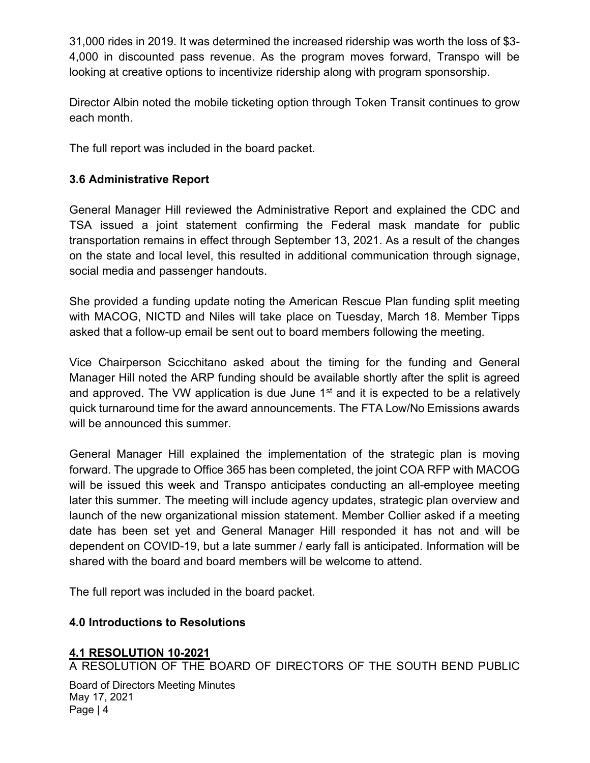31,000 rides in 2019. It was determined the increased ridership was worth the loss of $3-4,000 in discounted pass revenue. As the program moves forward, Transpo will be looking at creative options to incentivize ridership along with program sponsorship.

Director Albin noted the mobile ticketing option through Token Transit continues to grow each month.

The full report was included in the board packet.

**3.6 Administrative Report**

General Manager Hill reviewed the Administrative Report and explained the CDC and TSA issued a joint statement confirming the Federal mask mandate for public transportation remains in effect through September 13, 2021. As a result of the changes on the state and local level, this resulted in additional communication through signage, social media and passenger handouts.

She provided a funding update noting the American Rescue Plan funding split meeting with MACOG, NICTD and Niles will take place on Tuesday, March 18. Member Tipps asked that a follow-up email be sent out to board members following the meeting.

Vice Chairperson Scicchitano asked about the timing for the funding and General Manager Hill noted the ARP funding should be available shortly after the split is agreed and approved. The VW application is due June 1st and it is expected to be a relatively quick turnaround time for the award announcements. The FTA Low/No Emissions awards will be announced this summer.

General Manager Hill explained the implementation of the strategic plan is moving forward. The upgrade to Office 365 has been completed, the joint COA RFP with MACOG will be issued this week and Transpo anticipates conducting an all-employee meeting later this summer. The meeting will include agency updates, strategic plan overview and launch of the new organizational mission statement. Member Collier asked if a meeting date has been set yet and General Manager Hill responded it has not and will be dependent on COVID-19, but a late summer / early fall is anticipated. Information will be shared with the board and board members will be welcome to attend.

The full report was included in the board packet.

**4.0 Introductions to Resolutions**

**4.1 RESOLUTION 10-2021**

A RESOLUTION OF THE BOARD OF DIRECTORS OF THE SOUTH BEND PUBLIC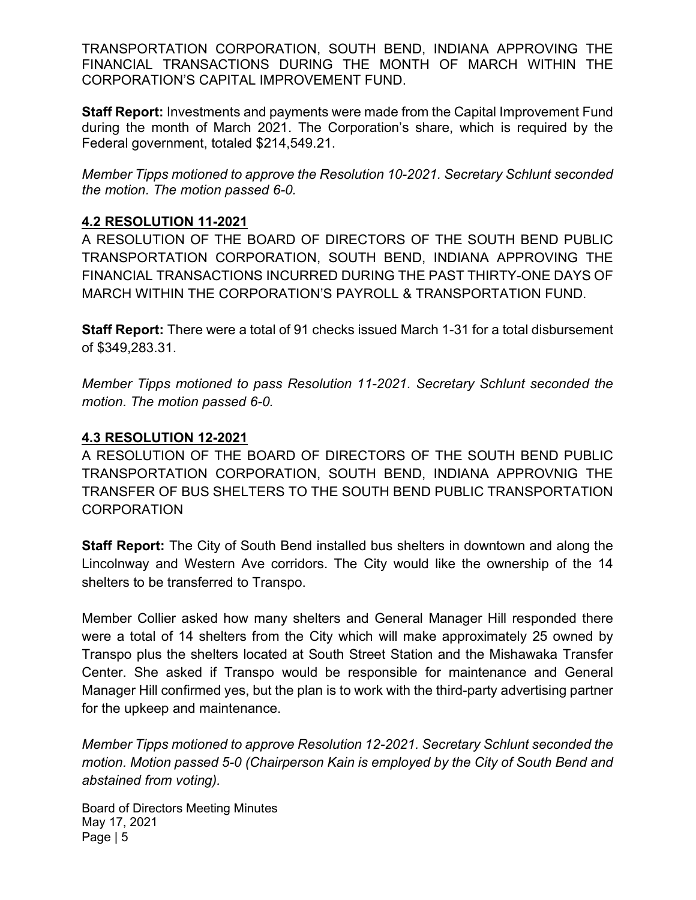TRANSPORTATION CORPORATION, SOUTH BEND, INDIANA APPROVING THE FINANCIAL TRANSACTIONS DURING THE MONTH OF MARCH WITHIN THE CORPORATION'S CAPITAL IMPROVEMENT FUND.

**Staff Report:** Investments and payments were made from the Capital Improvement Fund during the month of March 2021. The Corporation's share, which is required by the Federal government, totaled $214,549.21.

*Member Tipps motioned to approve the Resolution 10-2021. Secretary Schlunt seconded the motion. The motion passed 6-0.*

## 4.2 RESOLUTION 11-2021

A RESOLUTION OF THE BOARD OF DIRECTORS OF THE SOUTH BEND PUBLIC TRANSPORTATION CORPORATION, SOUTH BEND, INDIANA APPROVING THE FINANCIAL TRANSACTIONS INCURRED DURING THE PAST THIRTY-ONE DAYS OF MARCH WITHIN THE CORPORATION'S PAYROLL & TRANSPORTATION FUND.

**Staff Report:** There were a total of 91 checks issued March 1-31 for a total disbursement of $349,283.31.

*Member Tipps motioned to pass Resolution 11-2021. Secretary Schlunt seconded the motion. The motion passed 6-0.*

## 4.3 RESOLUTION 12-2021

A RESOLUTION OF THE BOARD OF DIRECTORS OF THE SOUTH BEND PUBLIC TRANSPORTATION CORPORATION, SOUTH BEND, INDIANA APPROVNIG THE TRANSFER OF BUS SHELTERS TO THE SOUTH BEND PUBLIC TRANSPORTATION CORPORATION

**Staff Report:** The City of South Bend installed bus shelters in downtown and along the Lincolnway and Western Ave corridors. The City would like the ownership of the 14 shelters to be transferred to Transpo.

Member Collier asked how many shelters and General Manager Hill responded there were a total of 14 shelters from the City which will make approximately 25 owned by Transpo plus the shelters located at South Street Station and the Mishawaka Transfer Center. She asked if Transpo would be responsible for maintenance and General Manager Hill confirmed yes, but the plan is to work with the third-party advertising partner for the upkeep and maintenance.

*Member Tipps motioned to approve Resolution 12-2021. Secretary Schlunt seconded the motion. Motion passed 5-0 (Chairperson Kain is employed by the City of South Bend and abstained from voting).*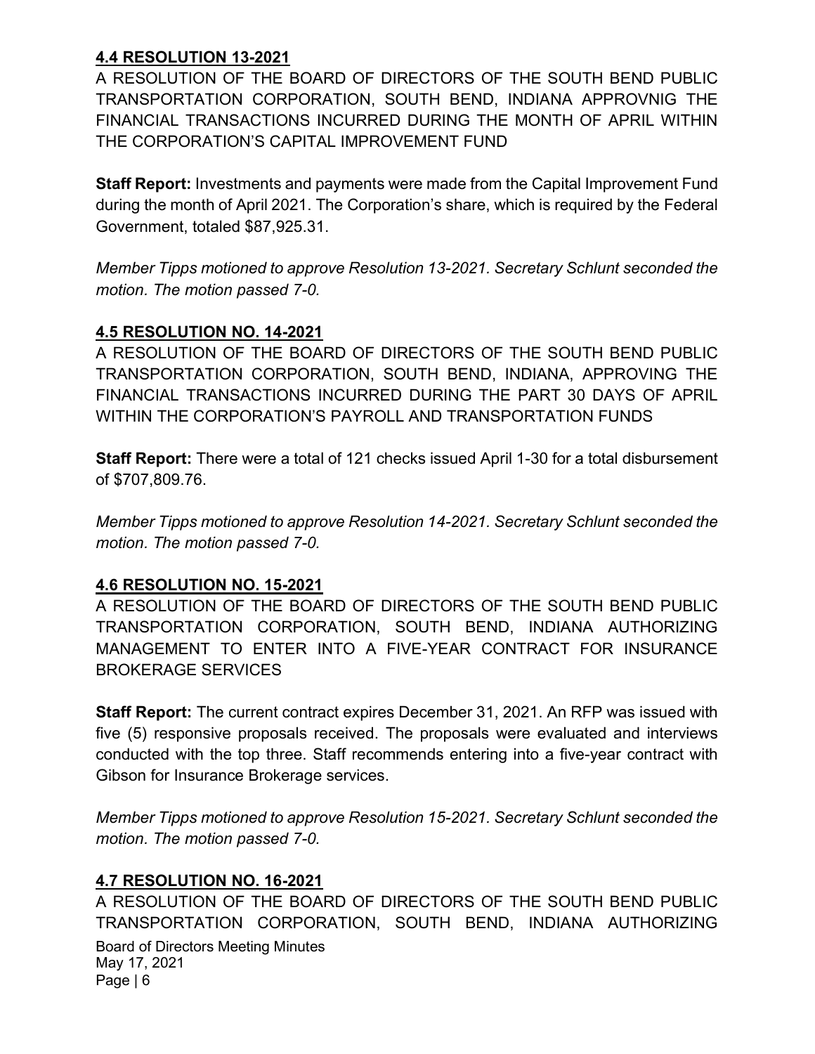**4.4 RESOLUTION 13-2021**

A RESOLUTION OF THE BOARD OF DIRECTORS OF THE SOUTH BEND PUBLIC TRANSPORTATION CORPORATION, SOUTH BEND, INDIANA APPROVNIG THE FINANCIAL TRANSACTIONS INCURRED DURING THE MONTH OF APRIL WITHIN THE CORPORATION'S CAPITAL IMPROVEMENT FUND

**Staff Report:** Investments and payments were made from the Capital Improvement Fund during the month of April 2021. The Corporation's share, which is required by the Federal Government, totaled $87,925.31.

*Member Tipps motioned to approve Resolution 13-2021. Secretary Schlunt seconded the motion. The motion passed 7-0.*

**4.5 RESOLUTION NO. 14-2021**

A RESOLUTION OF THE BOARD OF DIRECTORS OF THE SOUTH BEND PUBLIC TRANSPORTATION CORPORATION, SOUTH BEND, INDIANA, APPROVING THE FINANCIAL TRANSACTIONS INCURRED DURING THE PART 30 DAYS OF APRIL WITHIN THE CORPORATION'S PAYROLL AND TRANSPORTATION FUNDS

**Staff Report:** There were a total of 121 checks issued April 1-30 for a total disbursement of $707,809.76.

*Member Tipps motioned to approve Resolution 14-2021. Secretary Schlunt seconded the motion. The motion passed 7-0.*

**4.6 RESOLUTION NO. 15-2021**

A RESOLUTION OF THE BOARD OF DIRECTORS OF THE SOUTH BEND PUBLIC TRANSPORTATION CORPORATION, SOUTH BEND, INDIANA AUTHORIZING MANAGEMENT TO ENTER INTO A FIVE-YEAR CONTRACT FOR INSURANCE BROKERAGE SERVICES

**Staff Report:** The current contract expires December 31, 2021. An RFP was issued with five (5) responsive proposals received. The proposals were evaluated and interviews conducted with the top three. Staff recommends entering into a five-year contract with Gibson for Insurance Brokerage services.

*Member Tipps motioned to approve Resolution 15-2021. Secretary Schlunt seconded the motion. The motion passed 7-0.*

**4.7 RESOLUTION NO. 16-2021**

A RESOLUTION OF THE BOARD OF DIRECTORS OF THE SOUTH BEND PUBLIC TRANSPORTATION CORPORATION, SOUTH BEND, INDIANA AUTHORIZING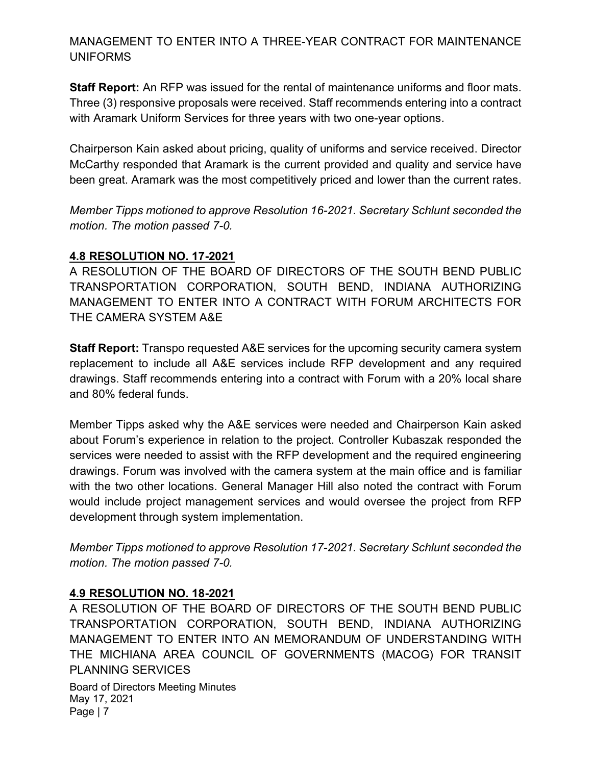MANAGEMENT TO ENTER INTO A THREE-YEAR CONTRACT FOR MAINTENANCE UNIFORMS

**Staff Report:** An RFP was issued for the rental of maintenance uniforms and floor mats. Three (3) responsive proposals were received. Staff recommends entering into a contract with Aramark Uniform Services for three years with two one-year options.

Chairperson Kain asked about pricing, quality of uniforms and service received. Director McCarthy responded that Aramark is the current provided and quality and service have been great. Aramark was the most competitively priced and lower than the current rates.

*Member Tipps motioned to approve Resolution 16-2021. Secretary Schlunt seconded the motion. The motion passed 7-0.*

**4.8 RESOLUTION NO. 17-2021**

A RESOLUTION OF THE BOARD OF DIRECTORS OF THE SOUTH BEND PUBLIC TRANSPORTATION CORPORATION, SOUTH BEND, INDIANA AUTHORIZING MANAGEMENT TO ENTER INTO A CONTRACT WITH FORUM ARCHITECTS FOR THE CAMERA SYSTEM A&E

**Staff Report:** Transpo requested A&E services for the upcoming security camera system replacement to include all A&E services include RFP development and any required drawings. Staff recommends entering into a contract with Forum with a 20% local share and 80% federal funds.

Member Tipps asked why the A&E services were needed and Chairperson Kain asked about Forum's experience in relation to the project. Controller Kubaszak responded the services were needed to assist with the RFP development and the required engineering drawings. Forum was involved with the camera system at the main office and is familiar with the two other locations. General Manager Hill also noted the contract with Forum would include project management services and would oversee the project from RFP development through system implementation.

*Member Tipps motioned to approve Resolution 17-2021. Secretary Schlunt seconded the motion. The motion passed 7-0.*

**4.9 RESOLUTION NO. 18-2021**

A RESOLUTION OF THE BOARD OF DIRECTORS OF THE SOUTH BEND PUBLIC TRANSPORTATION CORPORATION, SOUTH BEND, INDIANA AUTHORIZING MANAGEMENT TO ENTER INTO AN MEMORANDUM OF UNDERSTANDING WITH THE MICHIANA AREA COUNCIL OF GOVERNMENTS (MACOG) FOR TRANSIT PLANNING SERVICES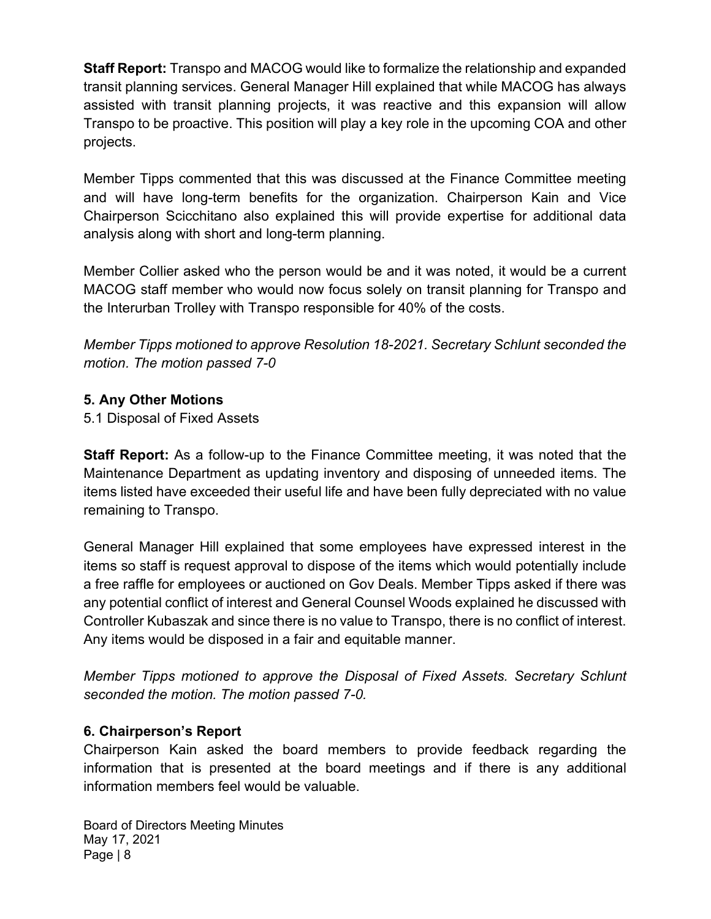**Staff Report:** Transpo and MACOG would like to formalize the relationship and expanded transit planning services. General Manager Hill explained that while MACOG has always assisted with transit planning projects, it was reactive and this expansion will allow Transpo to be proactive. This position will play a key role in the upcoming COA and other projects.

Member Tipps commented that this was discussed at the Finance Committee meeting and will have long-term benefits for the organization. Chairperson Kain and Vice Chairperson Scicchitano also explained this will provide expertise for additional data analysis along with short and long-term planning.

Member Collier asked who the person would be and it was noted, it would be a current MACOG staff member who would now focus solely on transit planning for Transpo and the Interurban Trolley with Transpo responsible for 40% of the costs.

*Member Tipps motioned to approve Resolution 18-2021. Secretary Schlunt seconded the motion. The motion passed 7-0*

## 5. Any Other Motions

5.1 Disposal of Fixed Assets

**Staff Report:** As a follow-up to the Finance Committee meeting, it was noted that the Maintenance Department as updating inventory and disposing of unneeded items. The items listed have exceeded their useful life and have been fully depreciated with no value remaining to Transpo.

General Manager Hill explained that some employees have expressed interest in the items so staff is request approval to dispose of the items which would potentially include a free raffle for employees or auctioned on Gov Deals. Member Tipps asked if there was any potential conflict of interest and General Counsel Woods explained he discussed with Controller Kubaszak and since there is no value to Transpo, there is no conflict of interest. Any items would be disposed in a fair and equitable manner.

*Member Tipps motioned to approve the Disposal of Fixed Assets. Secretary Schlunt seconded the motion. The motion passed 7-0.*

## 6. Chairperson's Report

Chairperson Kain asked the board members to provide feedback regarding the information that is presented at the board meetings and if there is any additional information members feel would be valuable.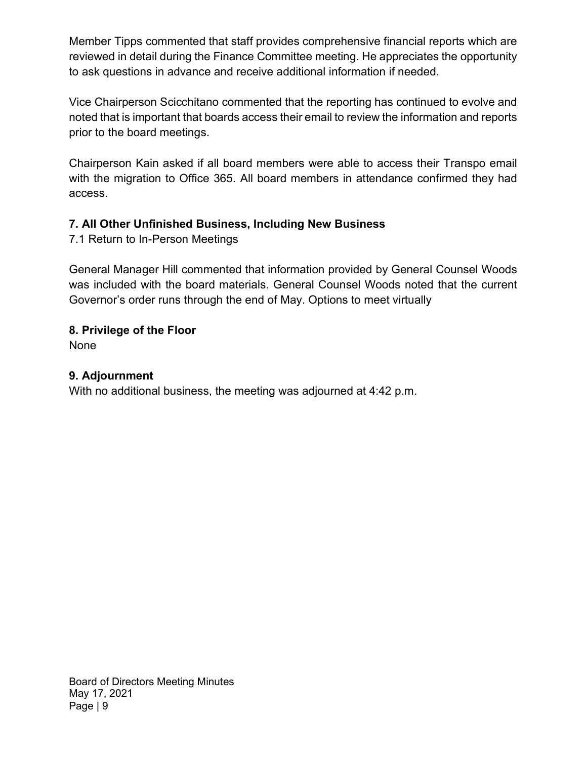Member Tipps commented that staff provides comprehensive financial reports which are reviewed in detail during the Finance Committee meeting. He appreciates the opportunity to ask questions in advance and receive additional information if needed.

Vice Chairperson Scicchitano commented that the reporting has continued to evolve and noted that is important that boards access their email to review the information and reports prior to the board meetings.

Chairperson Kain asked if all board members were able to access their Transpo email with the migration to Office 365. All board members in attendance confirmed they had access.

**7. All Other Unfinished Business, Including New Business**

7.1 Return to In-Person Meetings

General Manager Hill commented that information provided by General Counsel Woods was included with the board materials. General Counsel Woods noted that the current Governor's order runs through the end of May. Options to meet virtually

**8. Privilege of the Floor**

None

**9. Adjournment**

With no additional business, the meeting was adjourned at 4:42 p.m.